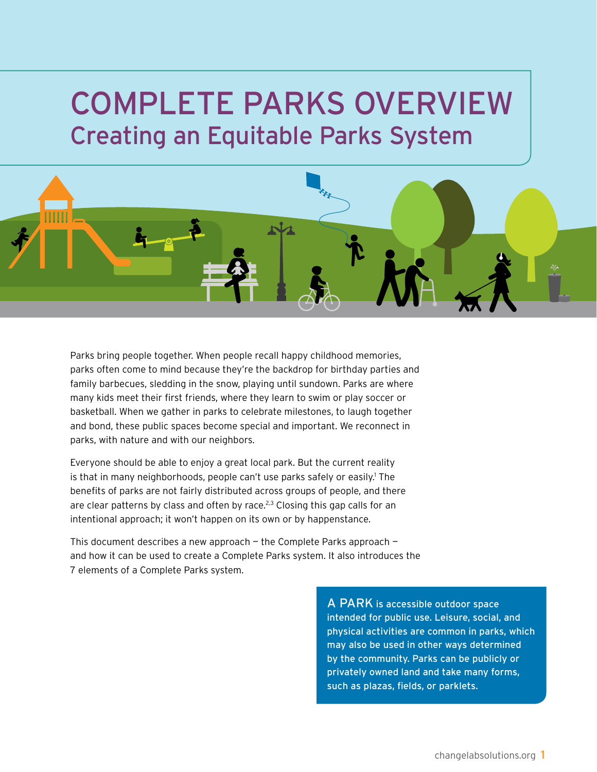# COMPLETE PARKS OVERVIEW

## Creating an Equitable Parks System

Parks bring people together. When people recall happy childhood memories, parks often come to mind because they're the backdrop for birthday parties and family barbecues, sledding in the snow, playing until sundown. Parks are where many kids meet their first friends, where they learn to swim or play soccer or basketball. When we gather in parks to celebrate milestones, to laugh together and bond, these public spaces become special and important. We reconnect in parks, with nature and with our neighbors.

Everyone should be able to enjoy a great local park. But the current reality is that in many neighborhoods, people can't use parks safely or easily.[1] The benefits of parks are not fairly distributed across groups of people, and there are clear patterns by class and often by race.[2,3] Closing this gap calls for an intentional approach; it won't happen on its own or by happenstance.

This document describes a new approach – the Complete Parks approach – and how it can be used to create a Complete Parks system. It also introduces the 7 elements of a Complete Parks system.

> A PARK is accessible outdoor space intended for public use. Leisure, social, and physical activities are common in parks, which may also be used in other ways determined by the community. Parks can be publicly or privately owned land and take many forms, such as plazas, fields, or parklets.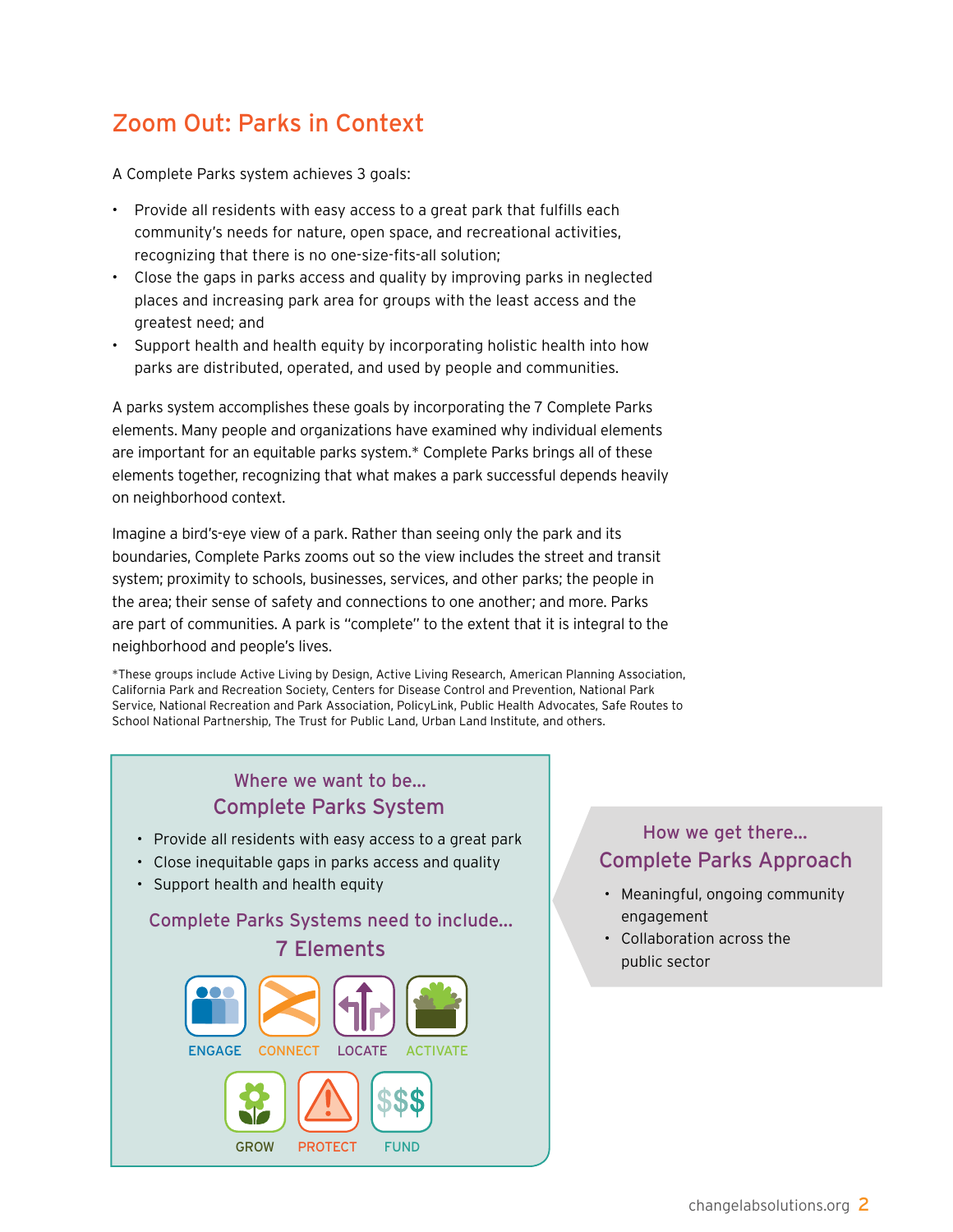## Zoom Out: Parks in Context

A Complete Parks system achieves 3 goals:

- Provide all residents with easy access to a great park that fulfills each community's needs for nature, open space, and recreational activities, recognizing that there is no one-size-fits-all solution;
- Close the gaps in parks access and quality by improving parks in neglected places and increasing park area for groups with the least access and the greatest need; and
- Support health and health equity by incorporating holistic health into how parks are distributed, operated, and used by people and communities.

A parks system accomplishes these goals by incorporating the 7 Complete Parks elements. Many people and organizations have examined why individual elements are important for an equitable parks system.* Complete Parks brings all of these elements together, recognizing that what makes a park successful depends heavily on neighborhood context.

Imagine a bird's-eye view of a park. Rather than seeing only the park and its boundaries, Complete Parks zooms out so the view includes the street and transit system; proximity to schools, businesses, services, and other parks; the people in the area; their sense of safety and connections to one another; and more. Parks are part of communities. A park is "complete" to the extent that it is integral to the neighborhood and people's lives.

*These groups include Active Living by Design, Active Living Research, American Planning Association, California Park and Recreation Society, Centers for Disease Control and Prevention, National Park Service, National Recreation and Park Association, PolicyLink, Public Health Advocates, Safe Routes to School National Partnership, The Trust for Public Land, Urban Land Institute, and others.

### Where we want to be... Complete Parks System

- Provide all residents with easy access to a great park
- Close inequitable gaps in parks access and quality
- Support health and health equity

### Complete Parks Systems need to include... 7 Elements

ENGAGE, CONNECT, LOCATE, ACTIVATE, GROW, PROTECT, FUND

### How we get there... Complete Parks Approach

- Meaningful, ongoing community engagement
- Collaboration across the public sector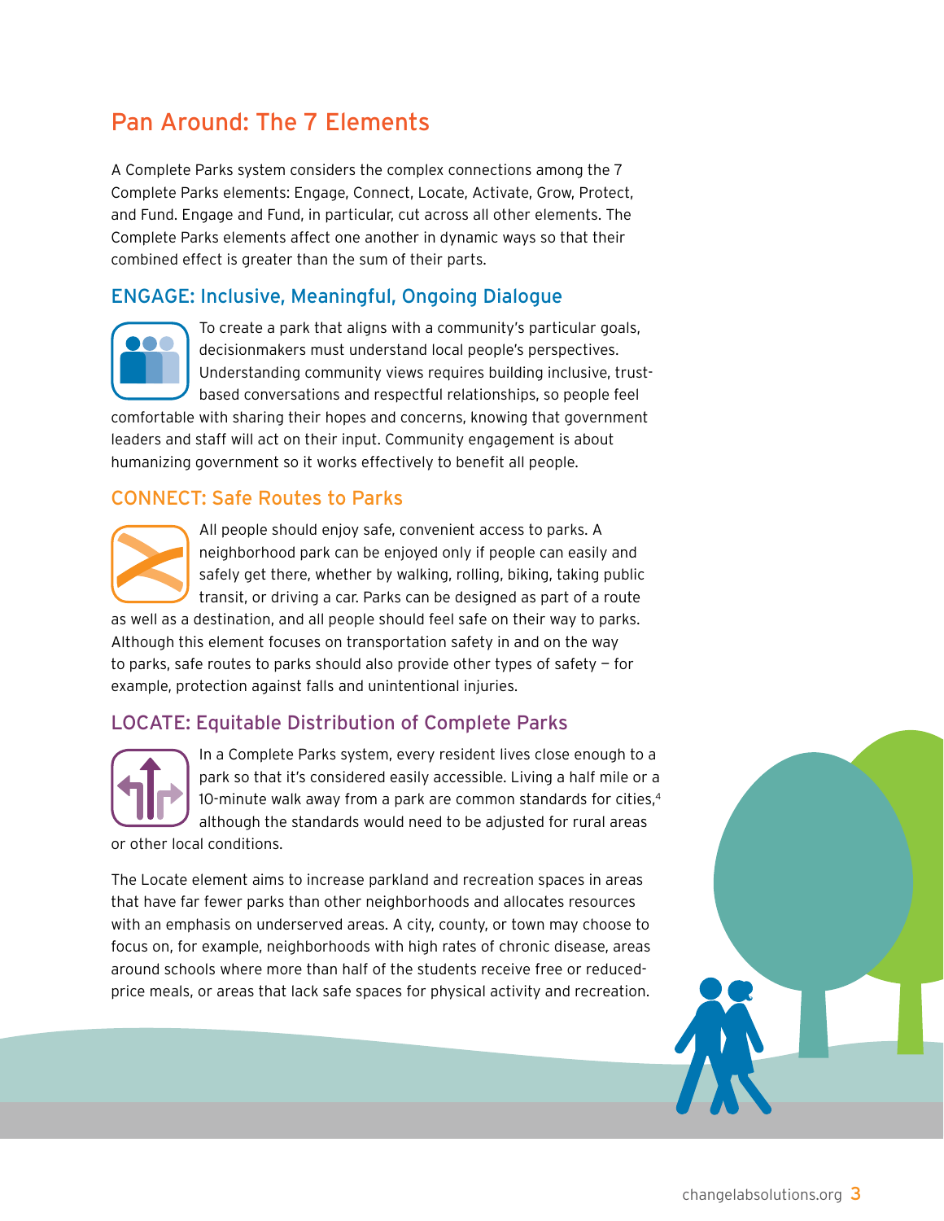## Pan Around: The 7 Elements

A Complete Parks system considers the complex connections among the 7 Complete Parks elements: Engage, Connect, Locate, Activate, Grow, Protect, and Fund. Engage and Fund, in particular, cut across all other elements. The Complete Parks elements affect one another in dynamic ways so that their combined effect is greater than the sum of their parts.

### ENGAGE: Inclusive, Meaningful, Ongoing Dialogue

To create a park that aligns with a community's particular goals, decisionmakers must understand local people's perspectives. Understanding community views requires building inclusive, trust-based conversations and respectful relationships, so people feel comfortable with sharing their hopes and concerns, knowing that government leaders and staff will act on their input. Community engagement is about humanizing government so it works effectively to benefit all people.

### CONNECT: Safe Routes to Parks

All people should enjoy safe, convenient access to parks. A neighborhood park can be enjoyed only if people can easily and safely get there, whether by walking, rolling, biking, taking public transit, or driving a car. Parks can be designed as part of a route as well as a destination, and all people should feel safe on their way to parks. Although this element focuses on transportation safety in and on the way to parks, safe routes to parks should also provide other types of safety — for example, protection against falls and unintentional injuries.

### LOCATE: Equitable Distribution of Complete Parks

In a Complete Parks system, every resident lives close enough to a park so that it's considered easily accessible. Living a half mile or a 10-minute walk away from a park are common standards for cities,[4] although the standards would need to be adjusted for rural areas or other local conditions.

The Locate element aims to increase parkland and recreation spaces in areas that have far fewer parks than other neighborhoods and allocates resources with an emphasis on underserved areas. A city, county, or town may choose to focus on, for example, neighborhoods with high rates of chronic disease, areas around schools where more than half of the students receive free or reduced-price meals, or areas that lack safe spaces for physical activity and recreation.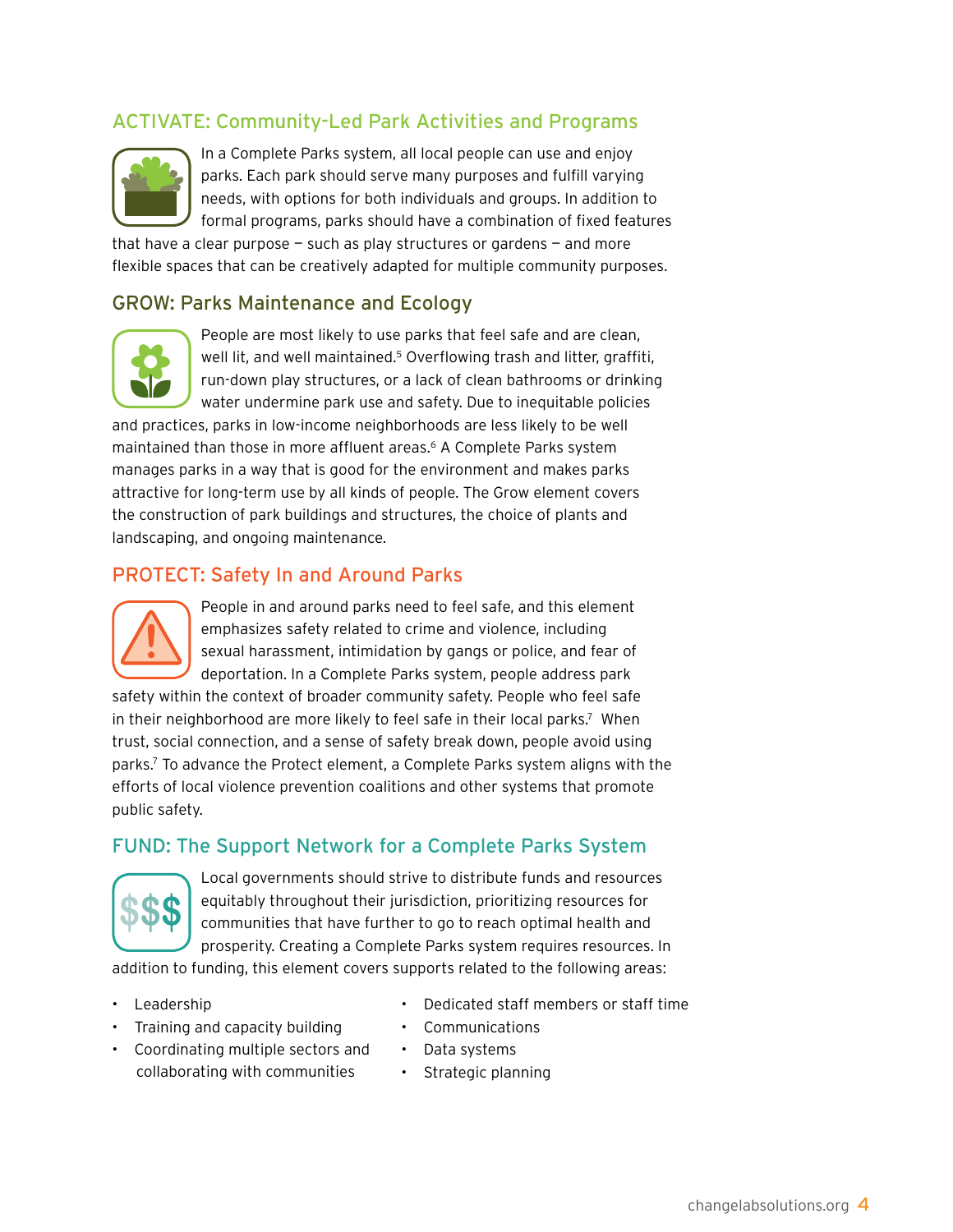## ACTIVATE: Community-Led Park Activities and Programs

In a Complete Parks system, all local people can use and enjoy parks. Each park should serve many purposes and fulfill varying needs, with options for both individuals and groups. In addition to formal programs, parks should have a combination of fixed features that have a clear purpose — such as play structures or gardens — and more flexible spaces that can be creatively adapted for multiple community purposes.

## GROW: Parks Maintenance and Ecology

People are most likely to use parks that feel safe and are clean, well lit, and well maintained.[5] Overflowing trash and litter, graffiti, run-down play structures, or a lack of clean bathrooms or drinking water undermine park use and safety. Due to inequitable policies and practices, parks in low-income neighborhoods are less likely to be well maintained than those in more affluent areas.[6] A Complete Parks system manages parks in a way that is good for the environment and makes parks attractive for long-term use by all kinds of people. The Grow element covers the construction of park buildings and structures, the choice of plants and landscaping, and ongoing maintenance.

## PROTECT: Safety In and Around Parks

People in and around parks need to feel safe, and this element emphasizes safety related to crime and violence, including sexual harassment, intimidation by gangs or police, and fear of deportation. In a Complete Parks system, people address park safety within the context of broader community safety. People who feel safe in their neighborhood are more likely to feel safe in their local parks.[7] When trust, social connection, and a sense of safety break down, people avoid using parks.[7] To advance the Protect element, a Complete Parks system aligns with the efforts of local violence prevention coalitions and other systems that promote public safety.

## FUND: The Support Network for a Complete Parks System

Local governments should strive to distribute funds and resources equitably throughout their jurisdiction, prioritizing resources for communities that have further to go to reach optimal health and prosperity. Creating a Complete Parks system requires resources. In addition to funding, this element covers supports related to the following areas:

- Leadership
- Training and capacity building
- Coordinating multiple sectors and collaborating with communities
- Dedicated staff members or staff time
- Communications
- Data systems
- Strategic planning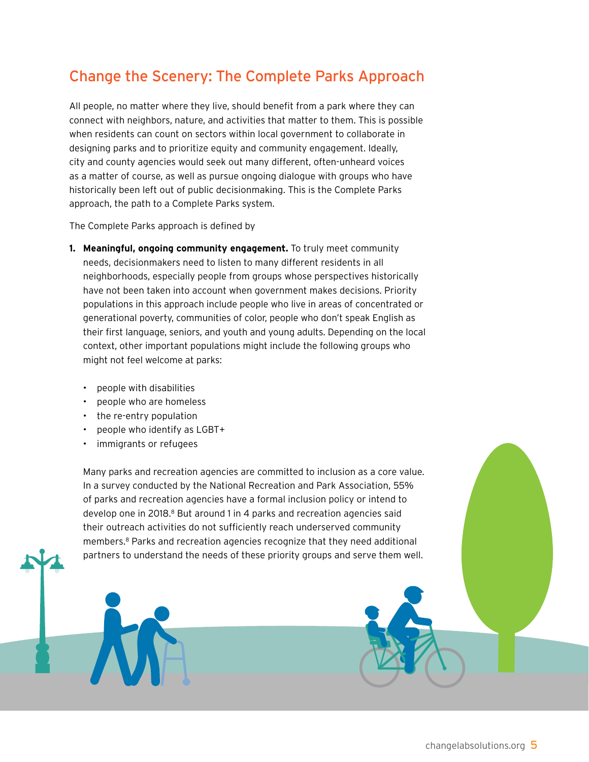## Change the Scenery: The Complete Parks Approach

All people, no matter where they live, should benefit from a park where they can connect with neighbors, nature, and activities that matter to them. This is possible when residents can count on sectors within local government to collaborate in designing parks and to prioritize equity and community engagement. Ideally, city and county agencies would seek out many different, often-unheard voices as a matter of course, as well as pursue ongoing dialogue with groups who have historically been left out of public decisionmaking. This is the Complete Parks approach, the path to a Complete Parks system.

The Complete Parks approach is defined by

1. **Meaningful, ongoing community engagement.** To truly meet community needs, decisionmakers need to listen to many different residents in all neighborhoods, especially people from groups whose perspectives historically have not been taken into account when government makes decisions. Priority populations in this approach include people who live in areas of concentrated or generational poverty, communities of color, people who don't speak English as their first language, seniors, and youth and young adults. Depending on the local context, other important populations might include the following groups who might not feel welcome at parks:

   - people with disabilities
   - people who are homeless
   - the re-entry population
   - people who identify as LGBT+
   - immigrants or refugees

   Many parks and recreation agencies are committed to inclusion as a core value. In a survey conducted by the National Recreation and Park Association, 55% of parks and recreation agencies have a formal inclusion policy or intend to develop one in 2018.[8] But around 1 in 4 parks and recreation agencies said their outreach activities do not sufficiently reach underserved community members.[8] Parks and recreation agencies recognize that they need additional partners to understand the needs of these priority groups and serve them well.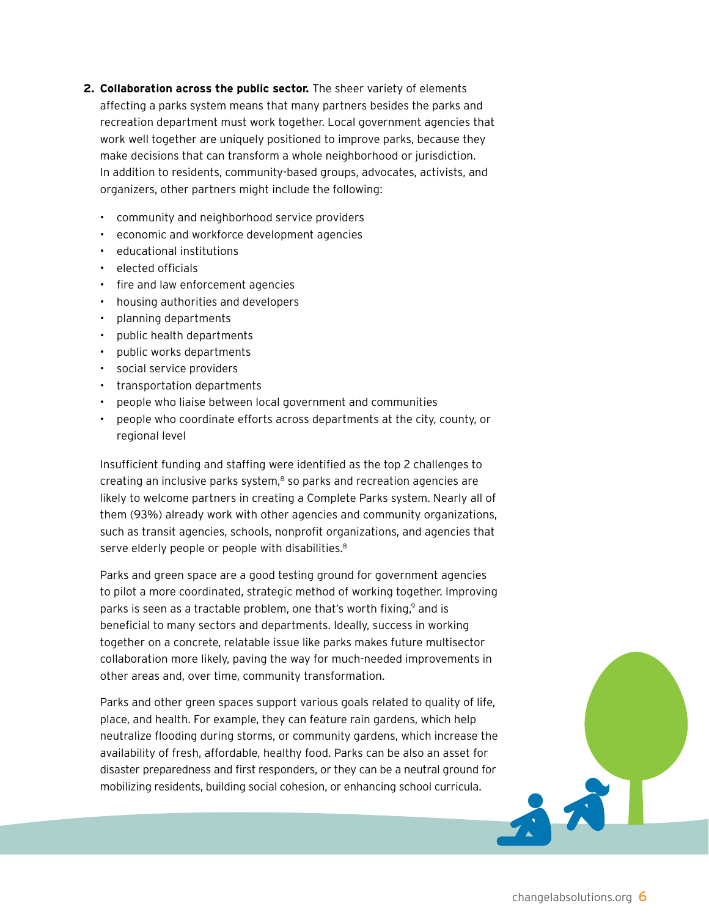2. **Collaboration across the public sector.** The sheer variety of elements affecting a parks system means that many partners besides the parks and recreation department must work together. Local government agencies that work well together are uniquely positioned to improve parks, because they make decisions that can transform a whole neighborhood or jurisdiction. In addition to residents, community-based groups, advocates, activists, and organizers, other partners might include the following:

   - community and neighborhood service providers
   - economic and workforce development agencies
   - educational institutions
   - elected officials
   - fire and law enforcement agencies
   - housing authorities and developers
   - planning departments
   - public health departments
   - public works departments
   - social service providers
   - transportation departments
   - people who liaise between local government and communities
   - people who coordinate efforts across departments at the city, county, or regional level

   Insufficient funding and staffing were identified as the top 2 challenges to creating an inclusive parks system,[8] so parks and recreation agencies are likely to welcome partners in creating a Complete Parks system. Nearly all of them (93%) already work with other agencies and community organizations, such as transit agencies, schools, nonprofit organizations, and agencies that serve elderly people or people with disabilities.[8]

   Parks and green space are a good testing ground for government agencies to pilot a more coordinated, strategic method of working together. Improving parks is seen as a tractable problem, one that's worth fixing,[9] and is beneficial to many sectors and departments. Ideally, success in working together on a concrete, relatable issue like parks makes future multisector collaboration more likely, paving the way for much-needed improvements in other areas and, over time, community transformation.

   Parks and other green spaces support various goals related to quality of life, place, and health. For example, they can feature rain gardens, which help neutralize flooding during storms, or community gardens, which increase the availability of fresh, affordable, healthy food. Parks can be also an asset for disaster preparedness and first responders, or they can be a neutral ground for mobilizing residents, building social cohesion, or enhancing school curricula.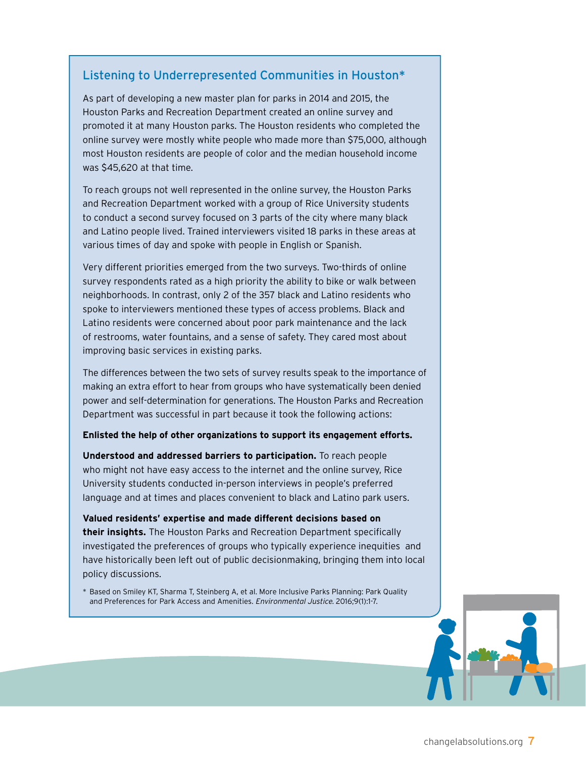## Listening to Underrepresented Communities in Houston*

As part of developing a new master plan for parks in 2014 and 2015, the Houston Parks and Recreation Department created an online survey and promoted it at many Houston parks. The Houston residents who completed the online survey were mostly white people who made more than $75,000, although most Houston residents are people of color and the median household income was $45,620 at that time.

To reach groups not well represented in the online survey, the Houston Parks and Recreation Department worked with a group of Rice University students to conduct a second survey focused on 3 parts of the city where many black and Latino people lived. Trained interviewers visited 18 parks in these areas at various times of day and spoke with people in English or Spanish.

Very different priorities emerged from the two surveys. Two-thirds of online survey respondents rated as a high priority the ability to bike or walk between neighborhoods. In contrast, only 2 of the 357 black and Latino residents who spoke to interviewers mentioned these types of access problems. Black and Latino residents were concerned about poor park maintenance and the lack of restrooms, water fountains, and a sense of safety. They cared most about improving basic services in existing parks.

The differences between the two sets of survey results speak to the importance of making an extra effort to hear from groups who have systematically been denied power and self-determination for generations. The Houston Parks and Recreation Department was successful in part because it took the following actions:

**Enlisted the help of other organizations to support its engagement efforts.**

**Understood and addressed barriers to participation.** To reach people who might not have easy access to the internet and the online survey, Rice University students conducted in-person interviews in people's preferred language and at times and places convenient to black and Latino park users.

**Valued residents' expertise and made different decisions based on their insights.** The Houston Parks and Recreation Department specifically investigated the preferences of groups who typically experience inequities and have historically been left out of public decisionmaking, bringing them into local policy discussions.

* Based on Smiley KT, Sharma T, Steinberg A, et al. More Inclusive Parks Planning: Park Quality and Preferences for Park Access and Amenities. *Environmental Justice.* 2016;9(1):1-7.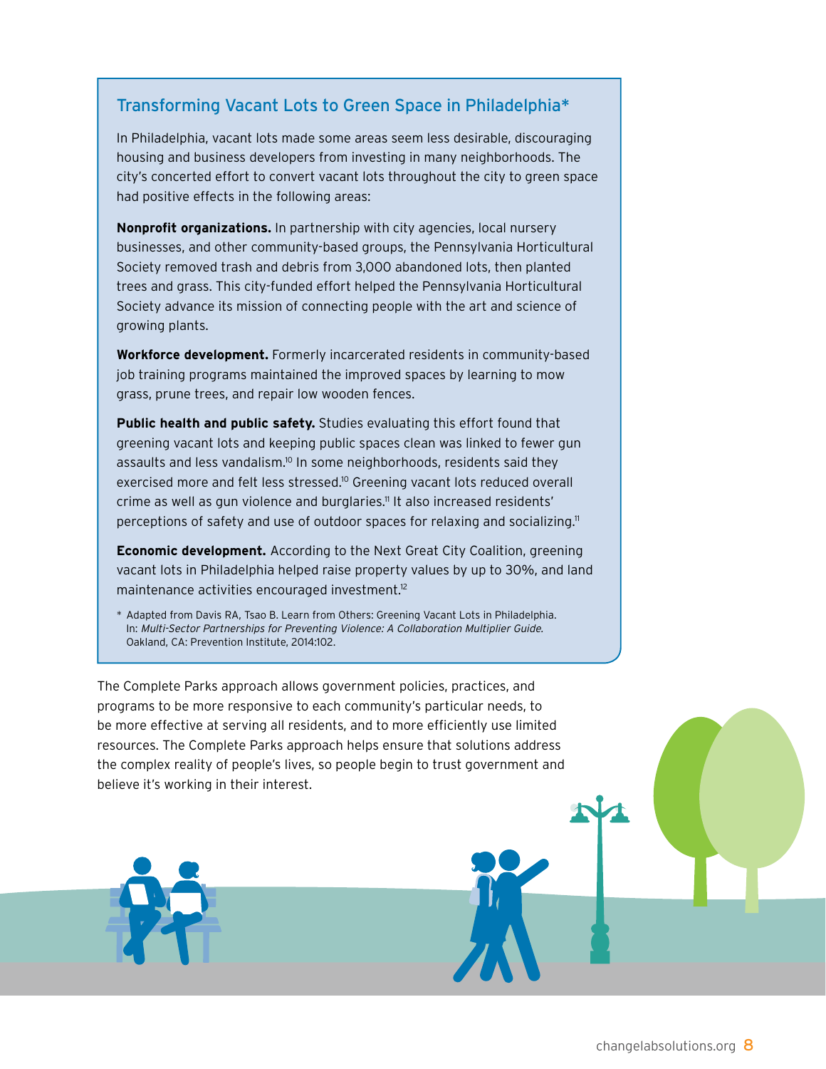## Transforming Vacant Lots to Green Space in Philadelphia*

In Philadelphia, vacant lots made some areas seem less desirable, discouraging housing and business developers from investing in many neighborhoods. The city's concerted effort to convert vacant lots throughout the city to green space had positive effects in the following areas:

**Nonprofit organizations.** In partnership with city agencies, local nursery businesses, and other community-based groups, the Pennsylvania Horticultural Society removed trash and debris from 3,000 abandoned lots, then planted trees and grass. This city-funded effort helped the Pennsylvania Horticultural Society advance its mission of connecting people with the art and science of growing plants.

**Workforce development.** Formerly incarcerated residents in community-based job training programs maintained the improved spaces by learning to mow grass, prune trees, and repair low wooden fences.

**Public health and public safety.** Studies evaluating this effort found that greening vacant lots and keeping public spaces clean was linked to fewer gun assaults and less vandalism.[10] In some neighborhoods, residents said they exercised more and felt less stressed.[10] Greening vacant lots reduced overall crime as well as gun violence and burglaries.[11] It also increased residents' perceptions of safety and use of outdoor spaces for relaxing and socializing.[11]

**Economic development.** According to the Next Great City Coalition, greening vacant lots in Philadelphia helped raise property values by up to 30%, and land maintenance activities encouraged investment.[12]

\* Adapted from Davis RA, Tsao B. Learn from Others: Greening Vacant Lots in Philadelphia. In: *Multi-Sector Partnerships for Preventing Violence: A Collaboration Multiplier Guide.* Oakland, CA: Prevention Institute, 2014:102.

The Complete Parks approach allows government policies, practices, and programs to be more responsive to each community's particular needs, to be more effective at serving all residents, and to more efficiently use limited resources. The Complete Parks approach helps ensure that solutions address the complex reality of people's lives, so people begin to trust government and believe it's working in their interest.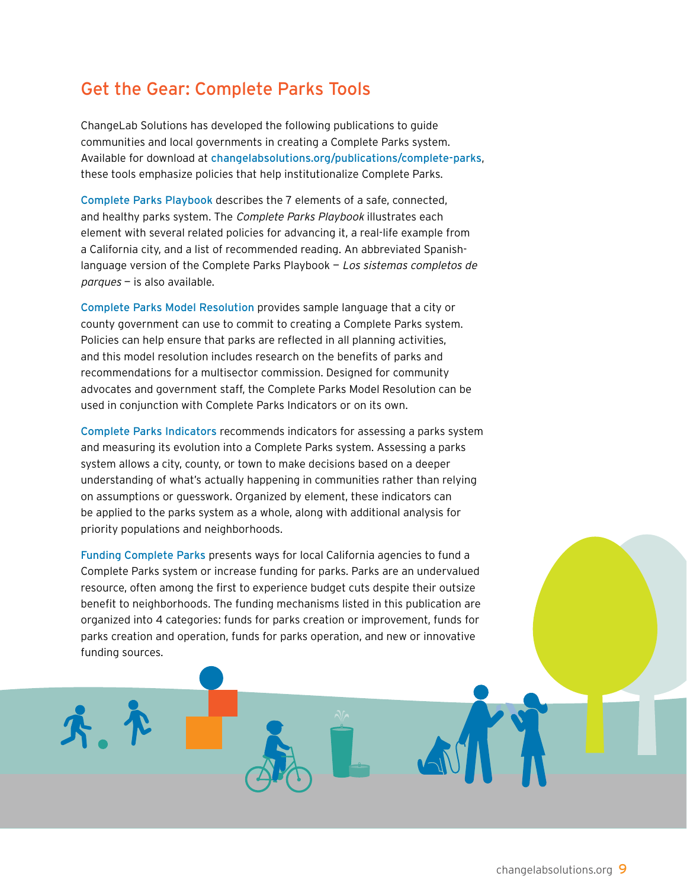## Get the Gear: Complete Parks Tools

ChangeLab Solutions has developed the following publications to guide communities and local governments in creating a Complete Parks system. Available for download at changelabsolutions.org/publications/complete-parks, these tools emphasize policies that help institutionalize Complete Parks.

Complete Parks Playbook describes the 7 elements of a safe, connected, and healthy parks system. The *Complete Parks Playbook* illustrates each element with several related policies for advancing it, a real-life example from a California city, and a list of recommended reading. An abbreviated Spanish-language version of the Complete Parks Playbook – *Los sistemas completos de parques* – is also available.

Complete Parks Model Resolution provides sample language that a city or county government can use to commit to creating a Complete Parks system. Policies can help ensure that parks are reflected in all planning activities, and this model resolution includes research on the benefits of parks and recommendations for a multisector commission. Designed for community advocates and government staff, the Complete Parks Model Resolution can be used in conjunction with Complete Parks Indicators or on its own.

Complete Parks Indicators recommends indicators for assessing a parks system and measuring its evolution into a Complete Parks system. Assessing a parks system allows a city, county, or town to make decisions based on a deeper understanding of what's actually happening in communities rather than relying on assumptions or guesswork. Organized by element, these indicators can be applied to the parks system as a whole, along with additional analysis for priority populations and neighborhoods.

Funding Complete Parks presents ways for local California agencies to fund a Complete Parks system or increase funding for parks. Parks are an undervalued resource, often among the first to experience budget cuts despite their outsize benefit to neighborhoods. The funding mechanisms listed in this publication are organized into 4 categories: funds for parks creation or improvement, funds for parks creation and operation, funds for parks operation, and new or innovative funding sources.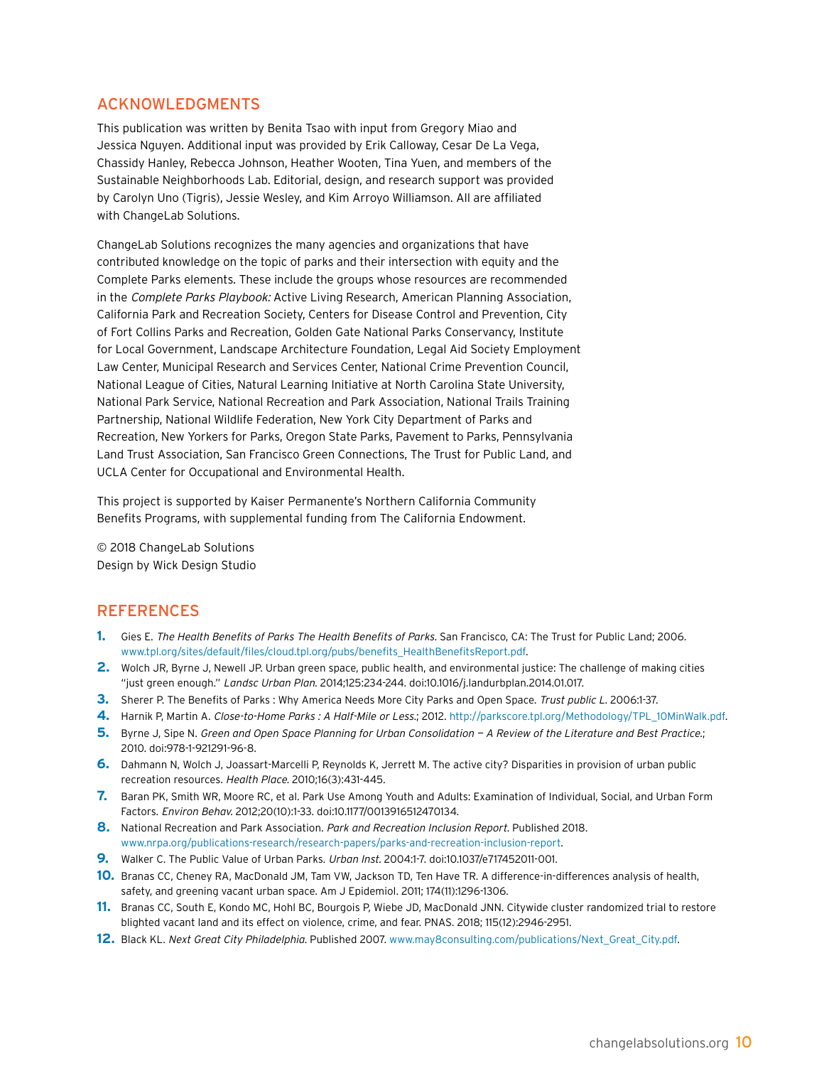## ACKNOWLEDGMENTS

This publication was written by Benita Tsao with input from Gregory Miao and Jessica Nguyen. Additional input was provided by Erik Calloway, Cesar De La Vega, Chassidy Hanley, Rebecca Johnson, Heather Wooten, Tina Yuen, and members of the Sustainable Neighborhoods Lab. Editorial, design, and research support was provided by Carolyn Uno (Tigris), Jessie Wesley, and Kim Arroyo Williamson. All are affiliated with ChangeLab Solutions.

ChangeLab Solutions recognizes the many agencies and organizations that have contributed knowledge on the topic of parks and their intersection with equity and the Complete Parks elements. These include the groups whose resources are recommended in the *Complete Parks Playbook:* Active Living Research, American Planning Association, California Park and Recreation Society, Centers for Disease Control and Prevention, City of Fort Collins Parks and Recreation, Golden Gate National Parks Conservancy, Institute for Local Government, Landscape Architecture Foundation, Legal Aid Society Employment Law Center, Municipal Research and Services Center, National Crime Prevention Council, National League of Cities, Natural Learning Initiative at North Carolina State University, National Park Service, National Recreation and Park Association, National Trails Training Partnership, National Wildlife Federation, New York City Department of Parks and Recreation, New Yorkers for Parks, Oregon State Parks, Pavement to Parks, Pennsylvania Land Trust Association, San Francisco Green Connections, The Trust for Public Land, and UCLA Center for Occupational and Environmental Health.

This project is supported by Kaiser Permanente's Northern California Community Benefits Programs, with supplemental funding from The California Endowment.

© 2018 ChangeLab Solutions
Design by Wick Design Studio

## REFERENCES

1. Gies E. *The Health Benefits of Parks The Health Benefits of Parks.* San Francisco, CA: The Trust for Public Land; 2006. www.tpl.org/sites/default/files/cloud.tpl.org/pubs/benefits_HealthBenefitsReport.pdf.
2. Wolch JR, Byrne J, Newell JP. Urban green space, public health, and environmental justice: The challenge of making cities "just green enough." *Landsc Urban Plan.* 2014;125:234-244. doi:10.1016/j.landurbplan.2014.01.017.
3. Sherer P. The Benefits of Parks : Why America Needs More City Parks and Open Space. *Trust public L.* 2006:1-37.
4. Harnik P, Martin A. *Close-to-Home Parks : A Half-Mile or Less.*; 2012. http://parkscore.tpl.org/Methodology/TPL_10MinWalk.pdf.
5. Byrne J, Sipe N. *Green and Open Space Planning for Urban Consolidation — A Review of the Literature and Best Practice.*; 2010. doi:978-1-921291-96-8.
6. Dahmann N, Wolch J, Joassart-Marcelli P, Reynolds K, Jerrett M. The active city? Disparities in provision of urban public recreation resources. *Health Place.* 2010;16(3):431-445.
7. Baran PK, Smith WR, Moore RC, et al. Park Use Among Youth and Adults: Examination of Individual, Social, and Urban Form Factors. *Environ Behav.* 2012;20(10):1-33. doi:10.1177/0013916512470134.
8. National Recreation and Park Association. *Park and Recreation Inclusion Report.* Published 2018. www.nrpa.org/publications-research/research-papers/parks-and-recreation-inclusion-report.
9. Walker C. The Public Value of Urban Parks. *Urban Inst.* 2004:1-7. doi:10.1037/e717452011-001.
10. Branas CC, Cheney RA, MacDonald JM, Tam VW, Jackson TD, Ten Have TR. A difference-in-differences analysis of health, safety, and greening vacant urban space. Am J Epidemiol. 2011; 174(11):1296-1306.
11. Branas CC, South E, Kondo MC, Hohl BC, Bourgois P, Wiebe JD, MacDonald JNN. Citywide cluster randomized trial to restore blighted vacant land and its effect on violence, crime, and fear. PNAS. 2018; 115(12):2946-2951.
12. Black KL. *Next Great City Philadelphia.* Published 2007. www.may8consulting.com/publications/Next_Great_City.pdf.